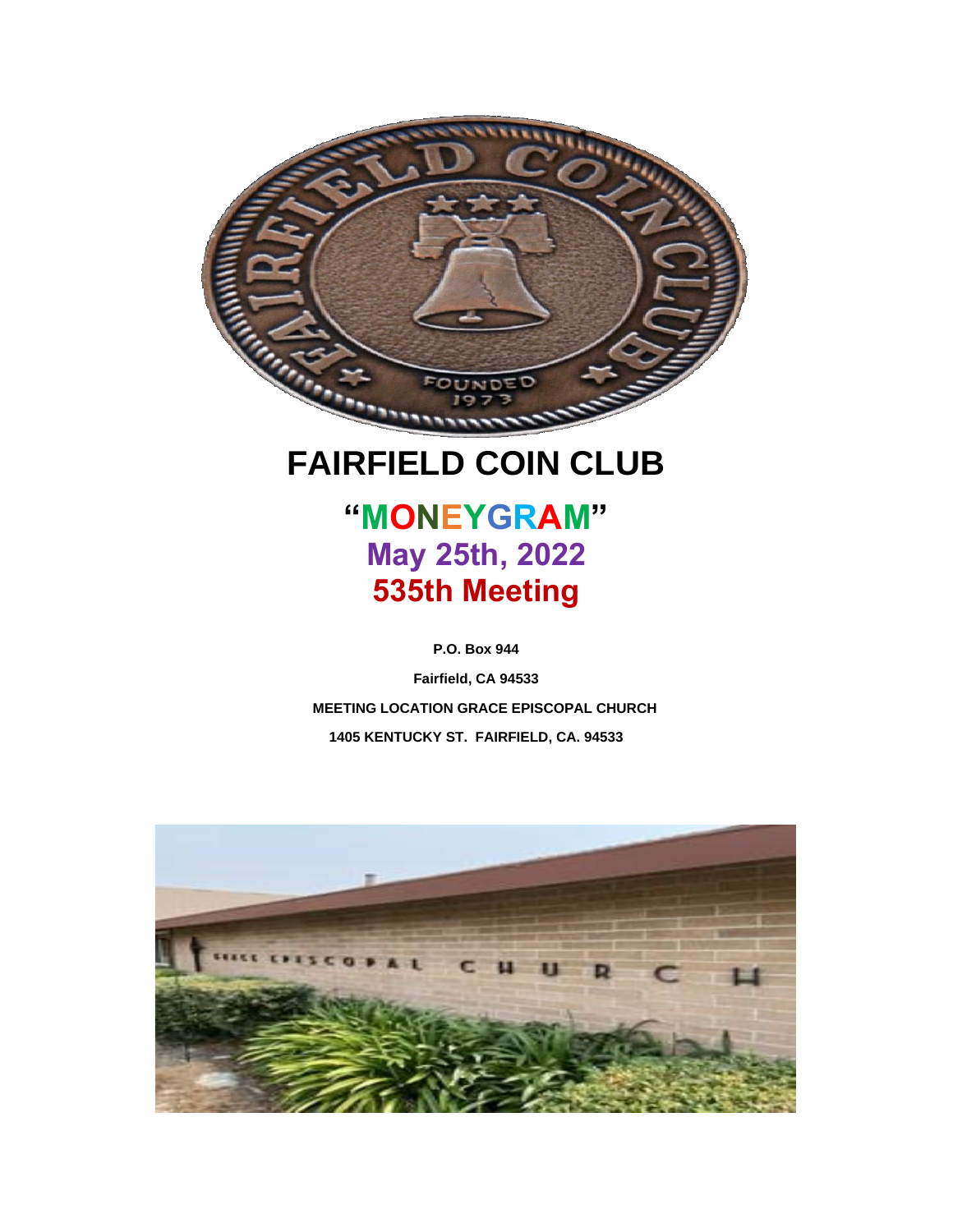# FAIRFIELD COIN CLUB

## "MONEYGRAM"

## May 25th, 2022

## 535th Meeting

**P.O. Box 944**

**Fairfield, CA 94533**

**MEETING LOCATION GRACE EPISCOPAL CHURCH**

**1405 KENTUCKY ST. FAIRFIELD, CA. 94533**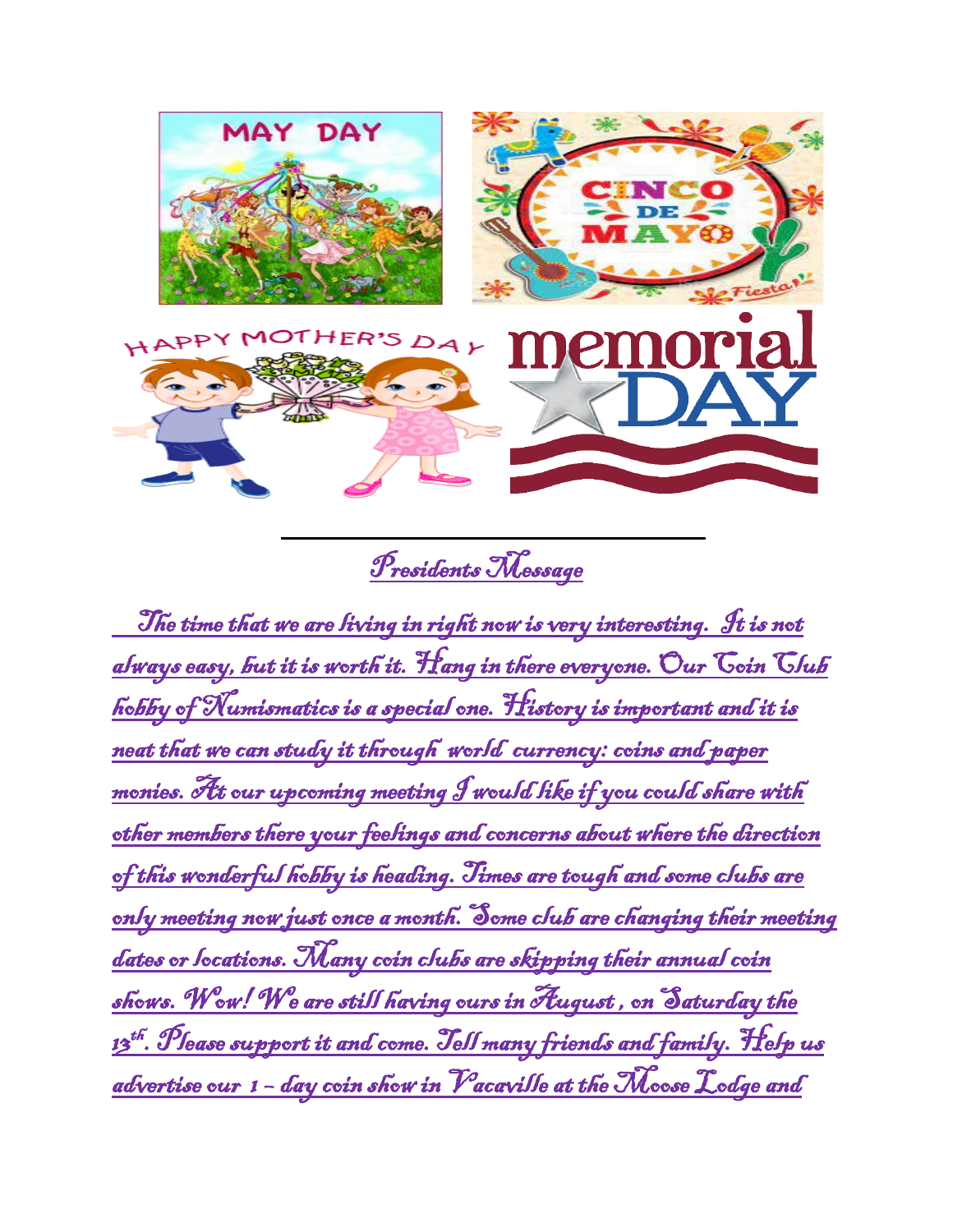MAY DAY

CINCO DE MAYO

HAPPY MOTHER'S DAY

memorial DAY

## Presidents Message

The time that we are living in right now is very interesting. It is not always easy, but it is worth it. Hang in there everyone. Our Coin Club hobby of Numismatics is a special one. History is important and it is neat that we can study it through world currency: coins and paper monies. At our upcoming meeting I would like if you could share with other members there your feelings and concerns about where the direction of this wonderful hobby is heading. Times are tough and some clubs are only meeting now just once a month. Some club are changing their meeting dates or locations. Many coin clubs are skipping their annual coin shows. Wow! We are still having ours in August, on Saturday the 13th. Please support it and come. Tell many friends and family. Help us advertise our 1 – day coin show in Vacaville at the Moose Lodge and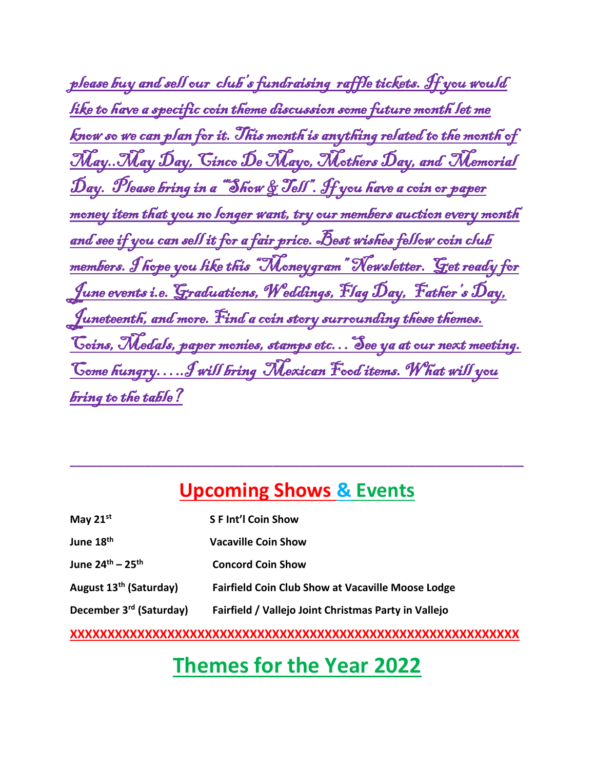*please buy and sell our club's fundraising raffle tickets. If you would like to have a specific coin theme discussion some future month let me know so we can plan for it. This month is anything related to the month of May..May Day, Cinco De Mayo, Mothers Day, and Memorial Day. Please bring in a "Show & Tell". If you have a coin or paper money item that you no longer want, try our members auction every month and see if you can sell it for a fair price. Best wishes fellow coin club members. I hope you like this "Moneygram" Newsletter. Get ready for June events i.e. Graduations, Weddings, Flag Day, Father's Day, Juneteenth, and more. Find a coin story surrounding these themes. Coins, Medals, paper monies, stamps etc… See ya at our next meeting. Come hungry…..I will bring Mexican Food items. What will you bring to the table?*

---

## Upcoming Shows & Events

| | |
|---|---|
| **May 21st** | **S F Int'l Coin Show** |
| **June 18th** | **Vacaville Coin Show** |
| **June 24th – 25th** | **Concord Coin Show** |
| **August 13th (Saturday)** | **Fairfield Coin Club Show at Vacaville Moose Lodge** |
| **December 3rd (Saturday)** | **Fairfield / Vallejo Joint Christmas Party in Vallejo** |

**XXXXXXXXXXXXXXXXXXXXXXXXXXXXXXXXXXXXXXXXXXXXXXXXXXXXXXXXXXXXX**

# Themes for the Year 2022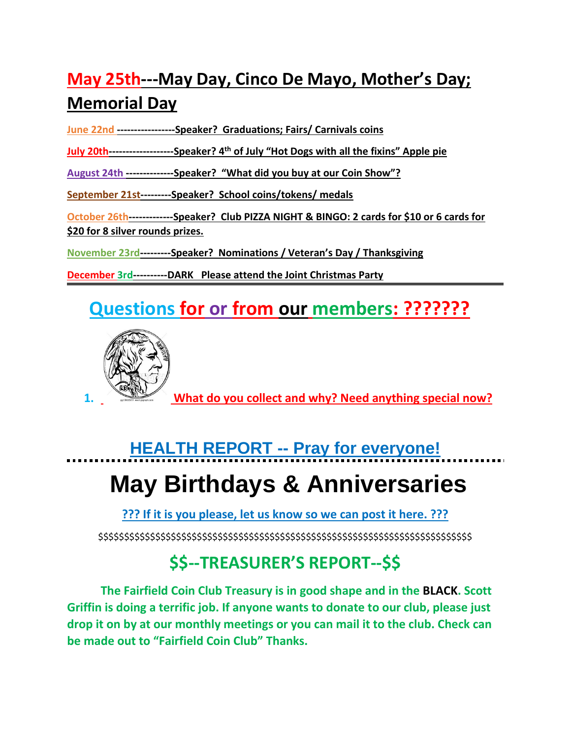## May 25th---May Day, Cinco De Mayo, Mother's Day; Memorial Day

**June 22nd -----------------Speaker? Graduations; Fairs/ Carnivals coins**

**July 20th-------------------Speaker? 4th of July "Hot Dogs with all the fixins" Apple pie**

**August 24th --------------Speaker? "What did you buy at our Coin Show"?**

**September 21st---------Speaker? School coins/tokens/ medals**

**October 26th-------------Speaker? Club PIZZA NIGHT & BINGO: 2 cards for $10 or 6 cards for $20 for 8 silver rounds prizes.**

**November 23rd---------Speaker? Nominations / Veteran's Day / Thanksgiving**

**December 3rd----------DARK Please attend the Joint Christmas Party**

---

## Questions for or from our members: ???????

1. **What do you collect and why? Need anything special now?**

## HEALTH REPORT -- Pray for everyone!

# May Birthdays & Anniversaries

**??? If it is you please, let us know so we can post it here. ???**

$$$$$$$$$$$$$$$$$$$$$$$$$$$$$$$$$$$$$$$$$$$$$$$$$$$$$$$$$$$$$$$$$$$$$$$$$$$$$

## $$--TREASURER'S REPORT--$$

**The Fairfield Coin Club Treasury is in good shape and in the BLACK. Scott Griffin is doing a terrific job. If anyone wants to donate to our club, please just drop it on by at our monthly meetings or you can mail it to the club. Check can be made out to "Fairfield Coin Club" Thanks.**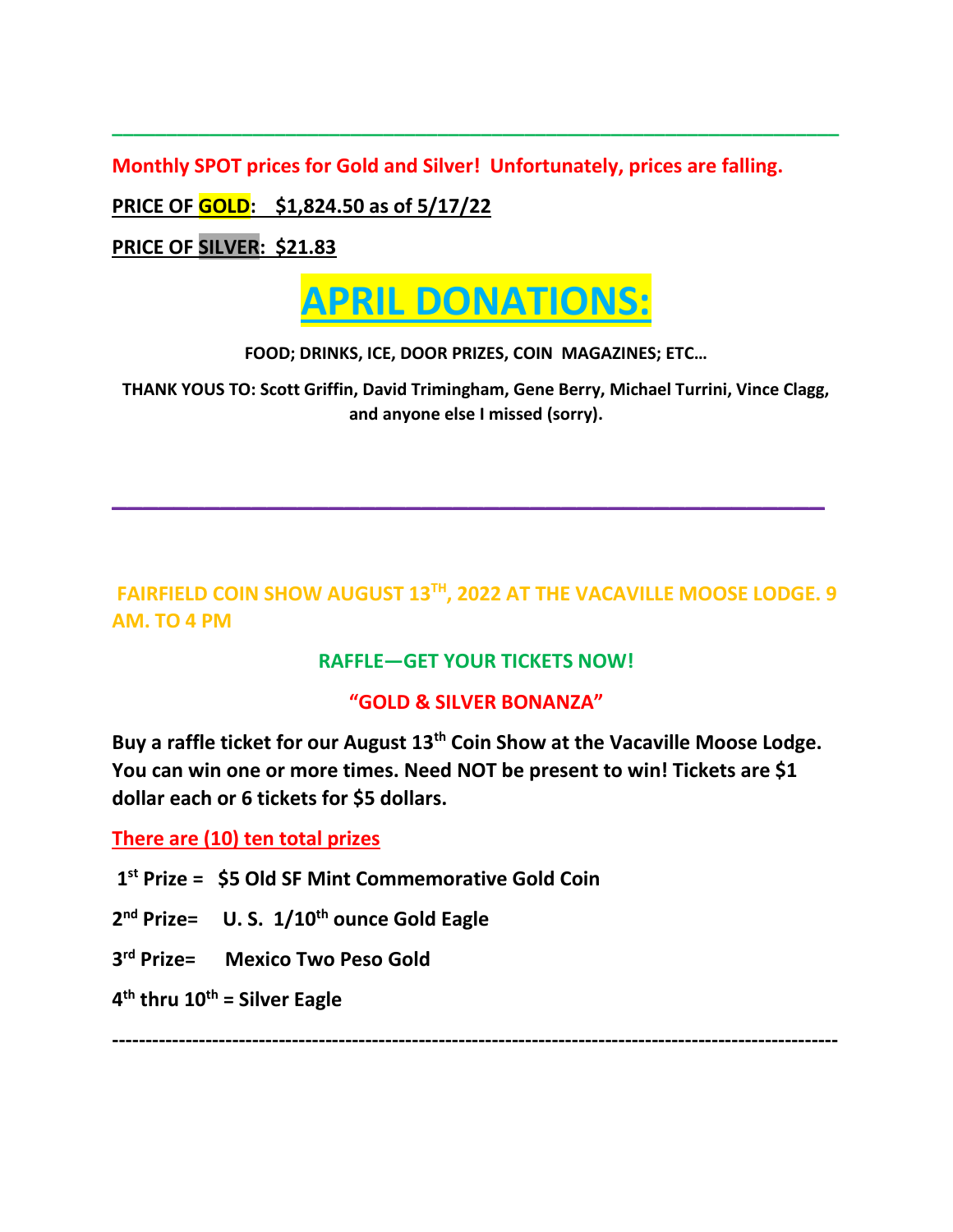---

**Monthly SPOT prices for Gold and Silver! Unfortunately, prices are falling.**

**PRICE OF GOLD: $1,824.50 as of 5/17/22**

**PRICE OF SILVER: $21.83**

# APRIL DONATIONS:

**FOOD; DRINKS, ICE, DOOR PRIZES, COIN MAGAZINES; ETC…**

**THANK YOUS TO: Scott Griffin, David Trimingham, Gene Berry, Michael Turrini, Vince Clagg, and anyone else I missed (sorry).**

---

**FAIRFIELD COIN SHOW AUGUST 13TH, 2022 AT THE VACAVILLE MOOSE LODGE. 9 AM. TO 4 PM**

**RAFFLE—GET YOUR TICKETS NOW!**

**"GOLD & SILVER BONANZA"**

**Buy a raffle ticket for our August 13th Coin Show at the Vacaville Moose Lodge. You can win one or more times. Need NOT be present to win! Tickets are $1 dollar each or 6 tickets for $5 dollars.**

**There are (10) ten total prizes**

**1st Prize = $5 Old SF Mint Commemorative Gold Coin**

**2nd Prize= U. S. 1/10th ounce Gold Eagle**

**3rd Prize= Mexico Two Peso Gold**

**4th thru 10th = Silver Eagle**

---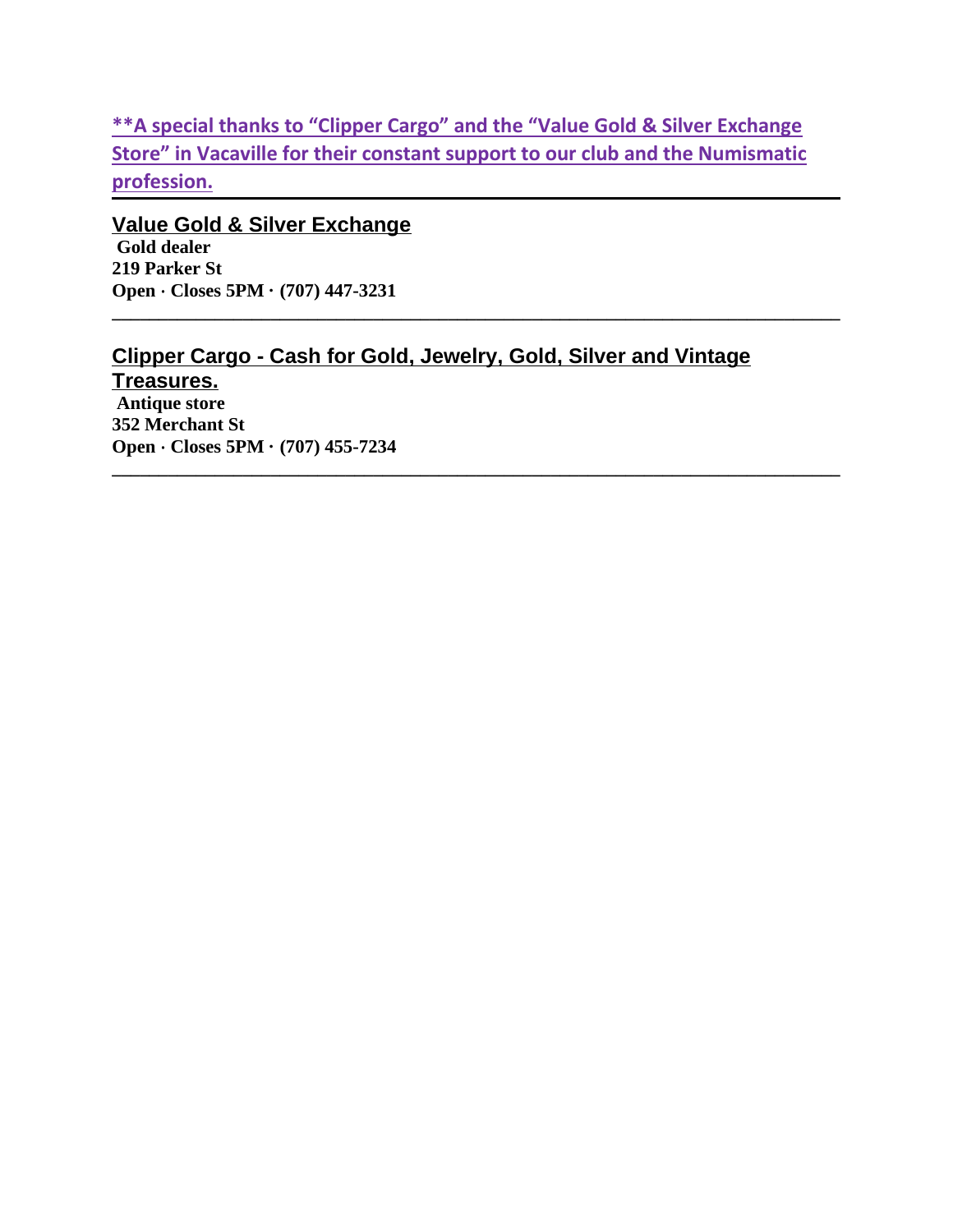**\*\*A special thanks to "Clipper Cargo" and the "Value Gold & Silver Exchange Store" in Vacaville for their constant support to our club and the Numismatic profession.**

---

## Value Gold & Silver Exchange

**Gold dealer**
**219 Parker St**
**Open · Closes 5PM · (707) 447-3231**

---

## Clipper Cargo - Cash for Gold, Jewelry, Gold, Silver and Vintage Treasures.

**Antique store**
**352 Merchant St**
**Open · Closes 5PM · (707) 455-7234**

---